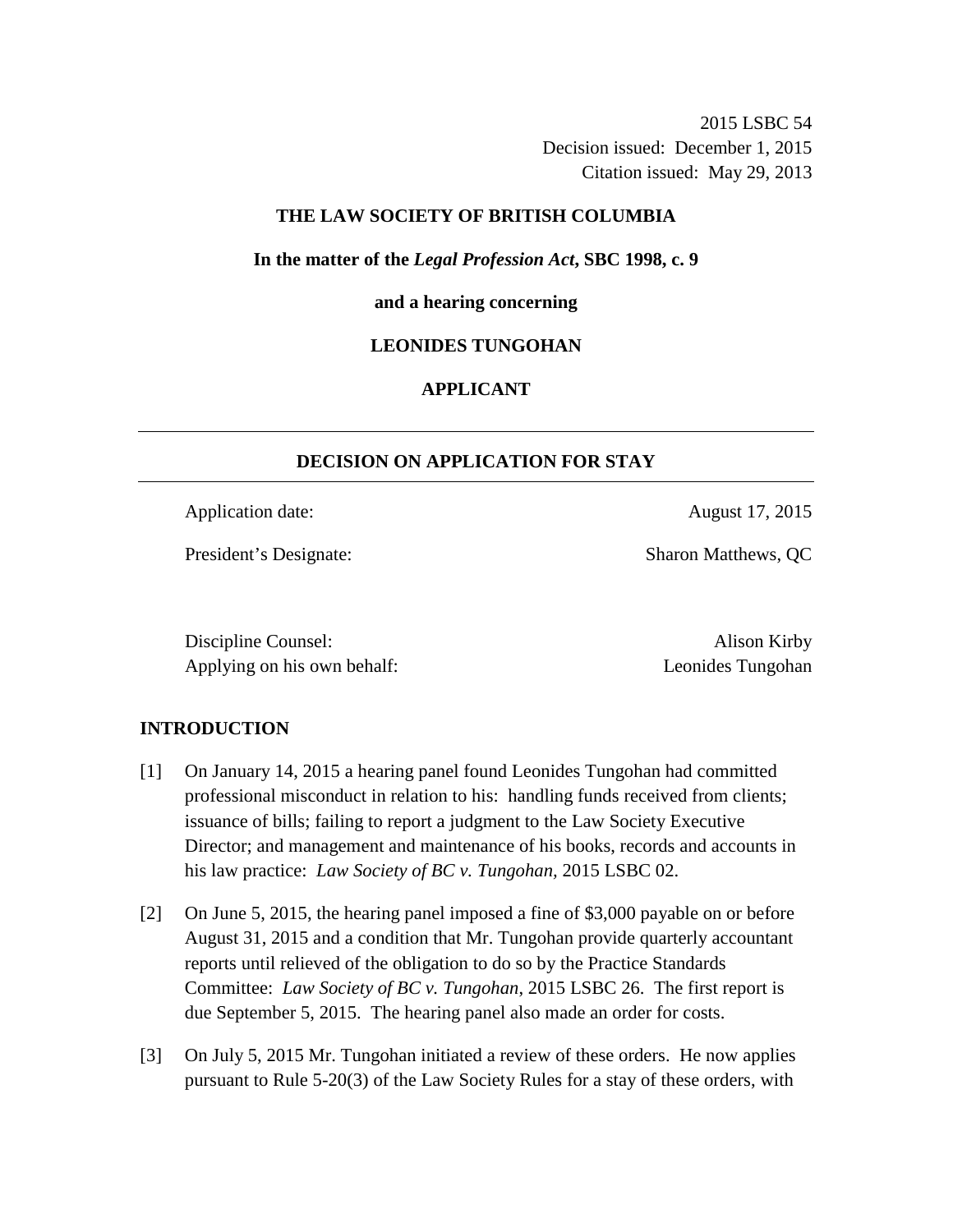2015 LSBC 54
Decision issued: December 1, 2015
Citation issued: May 29, 2013

**THE LAW SOCIETY OF BRITISH COLUMBIA**

**In the matter of the *Legal Profession Act*, SBC 1998, c. 9**

**and a hearing concerning**

**LEONIDES TUNGOHAN**

**APPLICANT**

---

## DECISION ON APPLICATION FOR STAY

---

| | |
|---|---|
| Application date: | August 17, 2015 |
| President's Designate: | Sharon Matthews, QC |

| | |
|---|---|
| Discipline Counsel: | Alison Kirby |
| Applying on his own behalf: | Leonides Tungohan |

### INTRODUCTION

[1] On January 14, 2015 a hearing panel found Leonides Tungohan had committed professional misconduct in relation to his: handling funds received from clients; issuance of bills; failing to report a judgment to the Law Society Executive Director; and management and maintenance of his books, records and accounts in his law practice: *Law Society of BC v. Tungohan*, 2015 LSBC 02.

[2] On June 5, 2015, the hearing panel imposed a fine of $3,000 payable on or before August 31, 2015 and a condition that Mr. Tungohan provide quarterly accountant reports until relieved of the obligation to do so by the Practice Standards Committee: *Law Society of BC v. Tungohan*, 2015 LSBC 26. The first report is due September 5, 2015. The hearing panel also made an order for costs.

[3] On July 5, 2015 Mr. Tungohan initiated a review of these orders. He now applies pursuant to Rule 5-20(3) of the Law Society Rules for a stay of these orders, with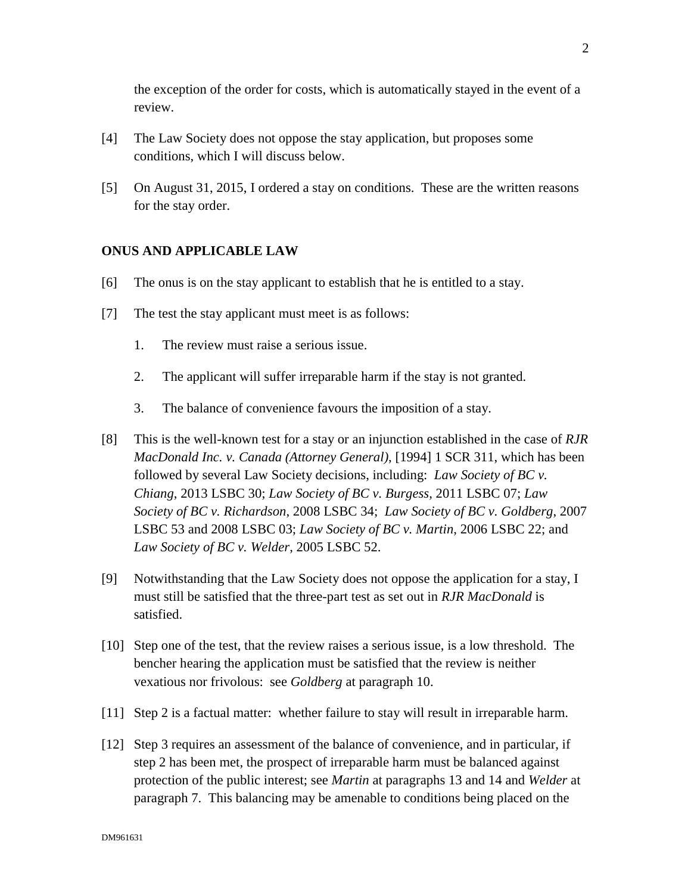the exception of the order for costs, which is automatically stayed in the event of a review.

[4] The Law Society does not oppose the stay application, but proposes some conditions, which I will discuss below.

[5] On August 31, 2015, I ordered a stay on conditions. These are the written reasons for the stay order.

## ONUS AND APPLICABLE LAW

[6] The onus is on the stay applicant to establish that he is entitled to a stay.

[7] The test the stay applicant must meet is as follows:

1. The review must raise a serious issue.
2. The applicant will suffer irreparable harm if the stay is not granted.
3. The balance of convenience favours the imposition of a stay.

[8] This is the well-known test for a stay or an injunction established in the case of *RJR MacDonald Inc. v. Canada (Attorney General)*, [1994] 1 SCR 311, which has been followed by several Law Society decisions, including: *Law Society of BC v. Chiang*, 2013 LSBC 30; *Law Society of BC v. Burgess*, 2011 LSBC 07; *Law Society of BC v. Richardson*, 2008 LSBC 34; *Law Society of BC v. Goldberg*, 2007 LSBC 53 and 2008 LSBC 03; *Law Society of BC v. Martin*, 2006 LSBC 22; and *Law Society of BC v. Welder*, 2005 LSBC 52.

[9] Notwithstanding that the Law Society does not oppose the application for a stay, I must still be satisfied that the three-part test as set out in *RJR MacDonald* is satisfied.

[10] Step one of the test, that the review raises a serious issue, is a low threshold. The bencher hearing the application must be satisfied that the review is neither vexatious nor frivolous: see *Goldberg* at paragraph 10.

[11] Step 2 is a factual matter: whether failure to stay will result in irreparable harm.

[12] Step 3 requires an assessment of the balance of convenience, and in particular, if step 2 has been met, the prospect of irreparable harm must be balanced against protection of the public interest; see *Martin* at paragraphs 13 and 14 and *Welder* at paragraph 7. This balancing may be amenable to conditions being placed on the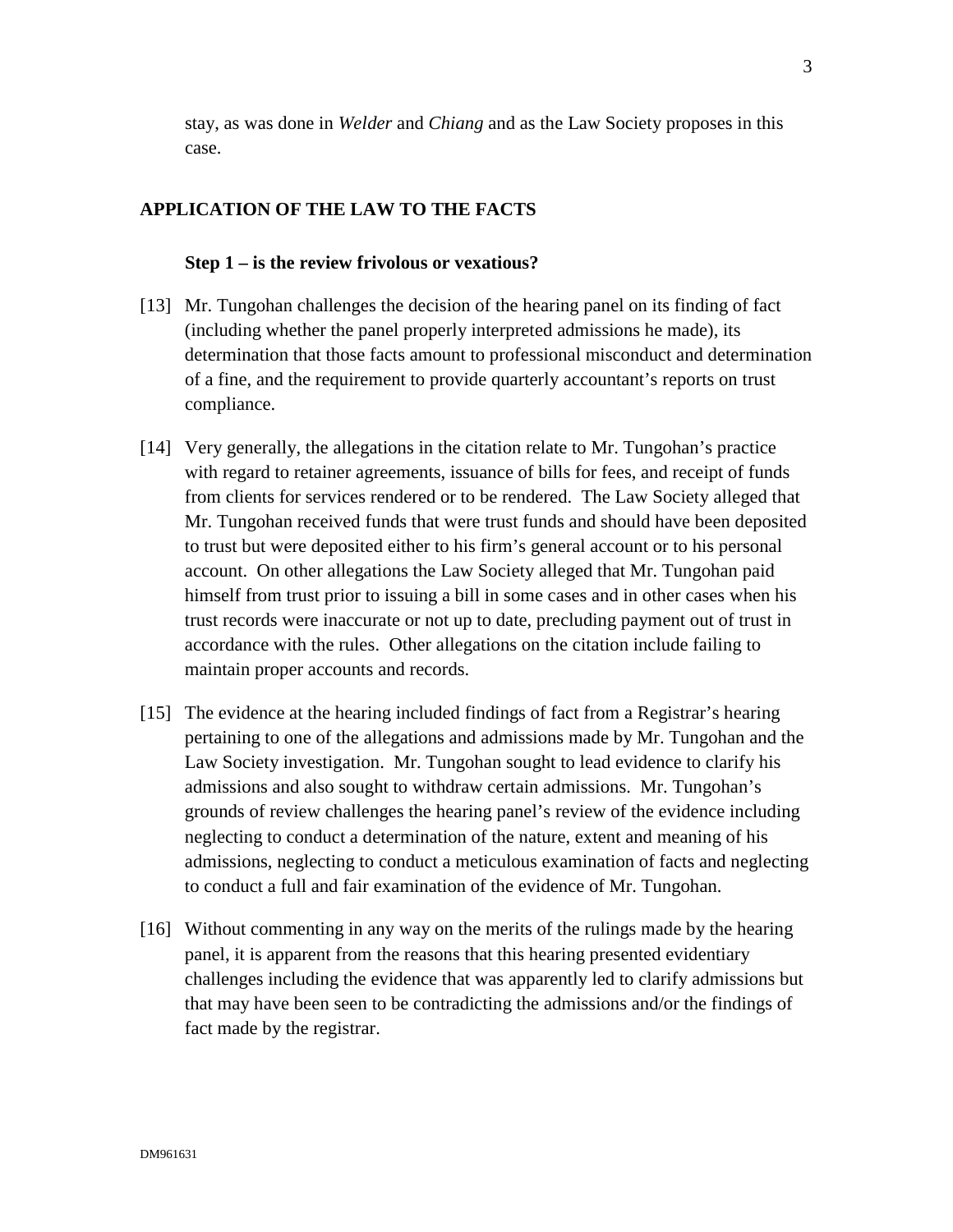stay, as was done in *Welder* and *Chiang* and as the Law Society proposes in this case.

## APPLICATION OF THE LAW TO THE FACTS

### Step 1 – is the review frivolous or vexatious?

[13] Mr. Tungohan challenges the decision of the hearing panel on its finding of fact (including whether the panel properly interpreted admissions he made), its determination that those facts amount to professional misconduct and determination of a fine, and the requirement to provide quarterly accountant's reports on trust compliance.

[14] Very generally, the allegations in the citation relate to Mr. Tungohan's practice with regard to retainer agreements, issuance of bills for fees, and receipt of funds from clients for services rendered or to be rendered. The Law Society alleged that Mr. Tungohan received funds that were trust funds and should have been deposited to trust but were deposited either to his firm's general account or to his personal account. On other allegations the Law Society alleged that Mr. Tungohan paid himself from trust prior to issuing a bill in some cases and in other cases when his trust records were inaccurate or not up to date, precluding payment out of trust in accordance with the rules. Other allegations on the citation include failing to maintain proper accounts and records.

[15] The evidence at the hearing included findings of fact from a Registrar's hearing pertaining to one of the allegations and admissions made by Mr. Tungohan and the Law Society investigation. Mr. Tungohan sought to lead evidence to clarify his admissions and also sought to withdraw certain admissions. Mr. Tungohan's grounds of review challenges the hearing panel's review of the evidence including neglecting to conduct a determination of the nature, extent and meaning of his admissions, neglecting to conduct a meticulous examination of facts and neglecting to conduct a full and fair examination of the evidence of Mr. Tungohan.

[16] Without commenting in any way on the merits of the rulings made by the hearing panel, it is apparent from the reasons that this hearing presented evidentiary challenges including the evidence that was apparently led to clarify admissions but that may have been seen to be contradicting the admissions and/or the findings of fact made by the registrar.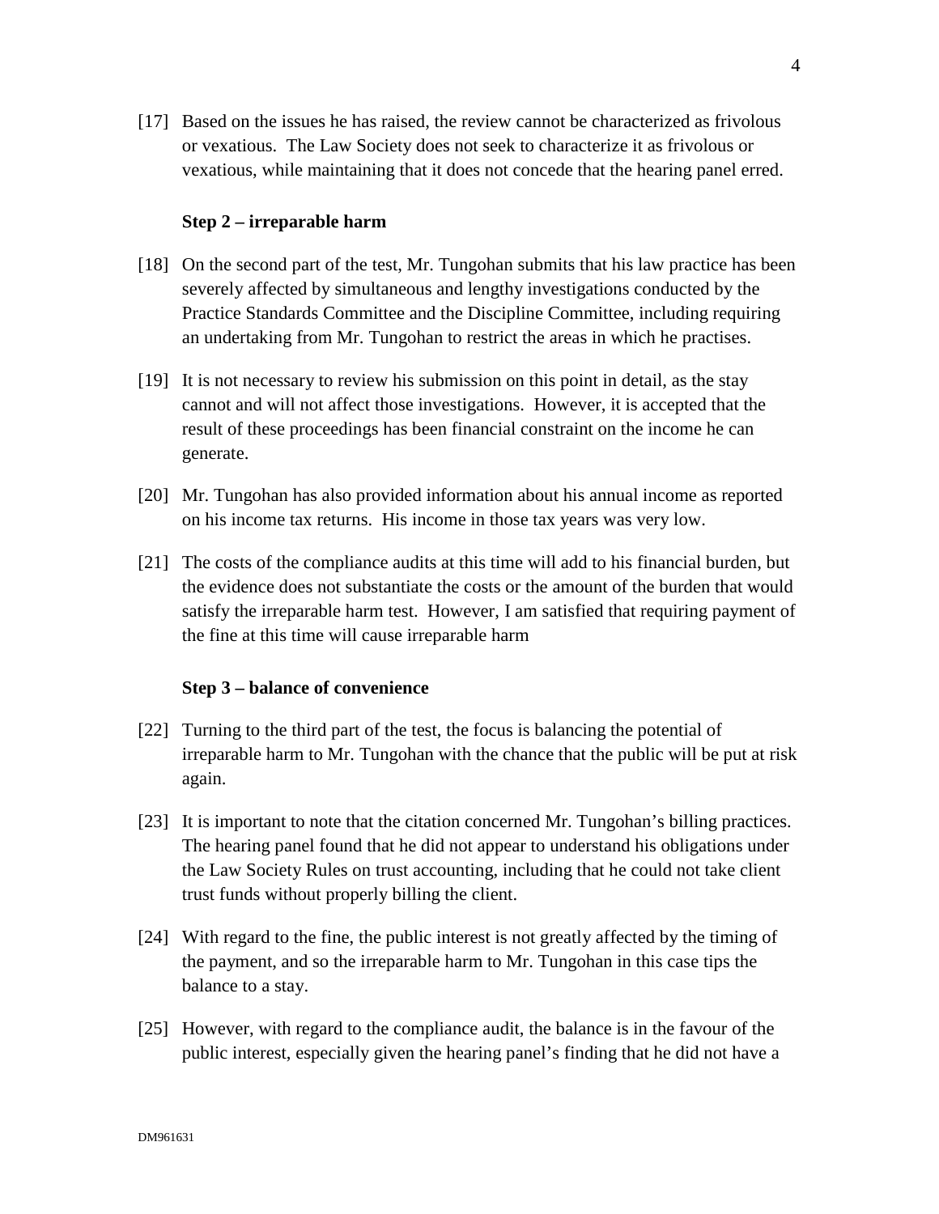[17] Based on the issues he has raised, the review cannot be characterized as frivolous or vexatious. The Law Society does not seek to characterize it as frivolous or vexatious, while maintaining that it does not concede that the hearing panel erred.

**Step 2 – irreparable harm**

[18] On the second part of the test, Mr. Tungohan submits that his law practice has been severely affected by simultaneous and lengthy investigations conducted by the Practice Standards Committee and the Discipline Committee, including requiring an undertaking from Mr. Tungohan to restrict the areas in which he practises.

[19] It is not necessary to review his submission on this point in detail, as the stay cannot and will not affect those investigations. However, it is accepted that the result of these proceedings has been financial constraint on the income he can generate.

[20] Mr. Tungohan has also provided information about his annual income as reported on his income tax returns. His income in those tax years was very low.

[21] The costs of the compliance audits at this time will add to his financial burden, but the evidence does not substantiate the costs or the amount of the burden that would satisfy the irreparable harm test. However, I am satisfied that requiring payment of the fine at this time will cause irreparable harm

**Step 3 – balance of convenience**

[22] Turning to the third part of the test, the focus is balancing the potential of irreparable harm to Mr. Tungohan with the chance that the public will be put at risk again.

[23] It is important to note that the citation concerned Mr. Tungohan's billing practices. The hearing panel found that he did not appear to understand his obligations under the Law Society Rules on trust accounting, including that he could not take client trust funds without properly billing the client.

[24] With regard to the fine, the public interest is not greatly affected by the timing of the payment, and so the irreparable harm to Mr. Tungohan in this case tips the balance to a stay.

[25] However, with regard to the compliance audit, the balance is in the favour of the public interest, especially given the hearing panel's finding that he did not have a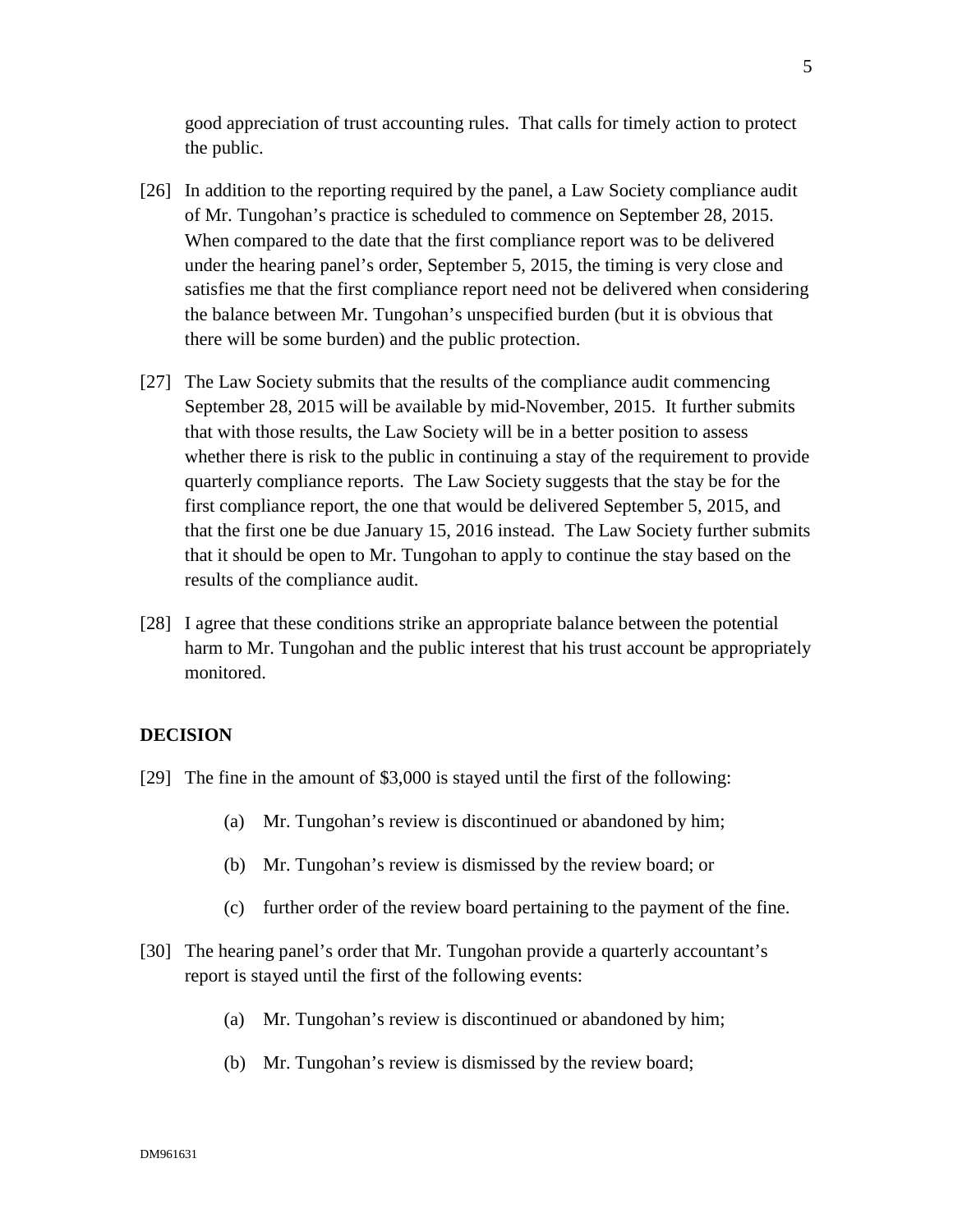good appreciation of trust accounting rules. That calls for timely action to protect the public.

[26] In addition to the reporting required by the panel, a Law Society compliance audit of Mr. Tungohan's practice is scheduled to commence on September 28, 2015. When compared to the date that the first compliance report was to be delivered under the hearing panel's order, September 5, 2015, the timing is very close and satisfies me that the first compliance report need not be delivered when considering the balance between Mr. Tungohan's unspecified burden (but it is obvious that there will be some burden) and the public protection.

[27] The Law Society submits that the results of the compliance audit commencing September 28, 2015 will be available by mid-November, 2015. It further submits that with those results, the Law Society will be in a better position to assess whether there is risk to the public in continuing a stay of the requirement to provide quarterly compliance reports. The Law Society suggests that the stay be for the first compliance report, the one that would be delivered September 5, 2015, and that the first one be due January 15, 2016 instead. The Law Society further submits that it should be open to Mr. Tungohan to apply to continue the stay based on the results of the compliance audit.

[28] I agree that these conditions strike an appropriate balance between the potential harm to Mr. Tungohan and the public interest that his trust account be appropriately monitored.

**DECISION**

[29] The fine in the amount of $3,000 is stayed until the first of the following:

(a) Mr. Tungohan's review is discontinued or abandoned by him;

(b) Mr. Tungohan's review is dismissed by the review board; or

(c) further order of the review board pertaining to the payment of the fine.

[30] The hearing panel's order that Mr. Tungohan provide a quarterly accountant's report is stayed until the first of the following events:

(a) Mr. Tungohan's review is discontinued or abandoned by him;

(b) Mr. Tungohan's review is dismissed by the review board;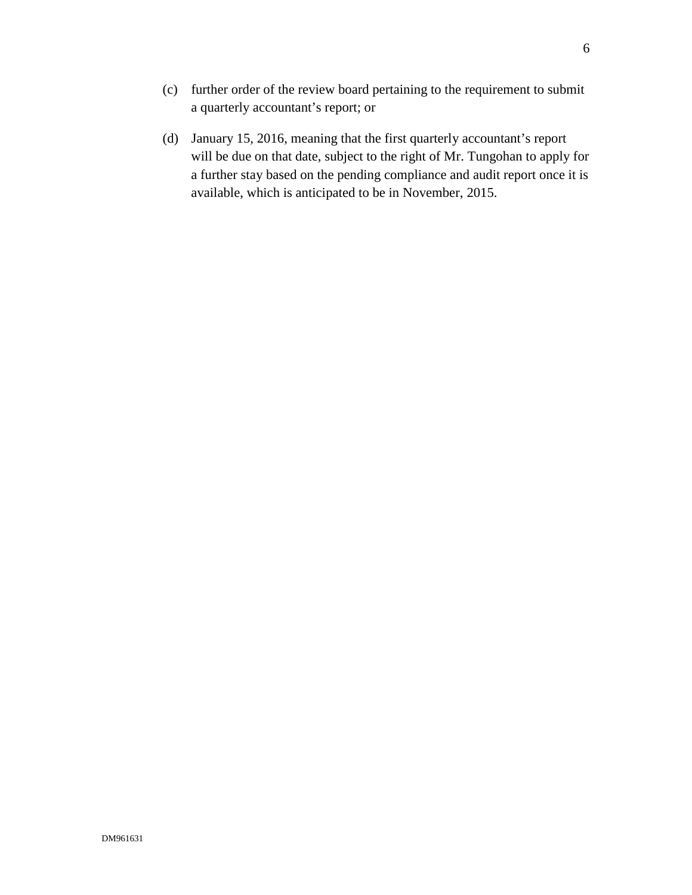(c) further order of the review board pertaining to the requirement to submit a quarterly accountant's report; or

(d) January 15, 2016, meaning that the first quarterly accountant's report will be due on that date, subject to the right of Mr. Tungohan to apply for a further stay based on the pending compliance and audit report once it is available, which is anticipated to be in November, 2015.

DM961631